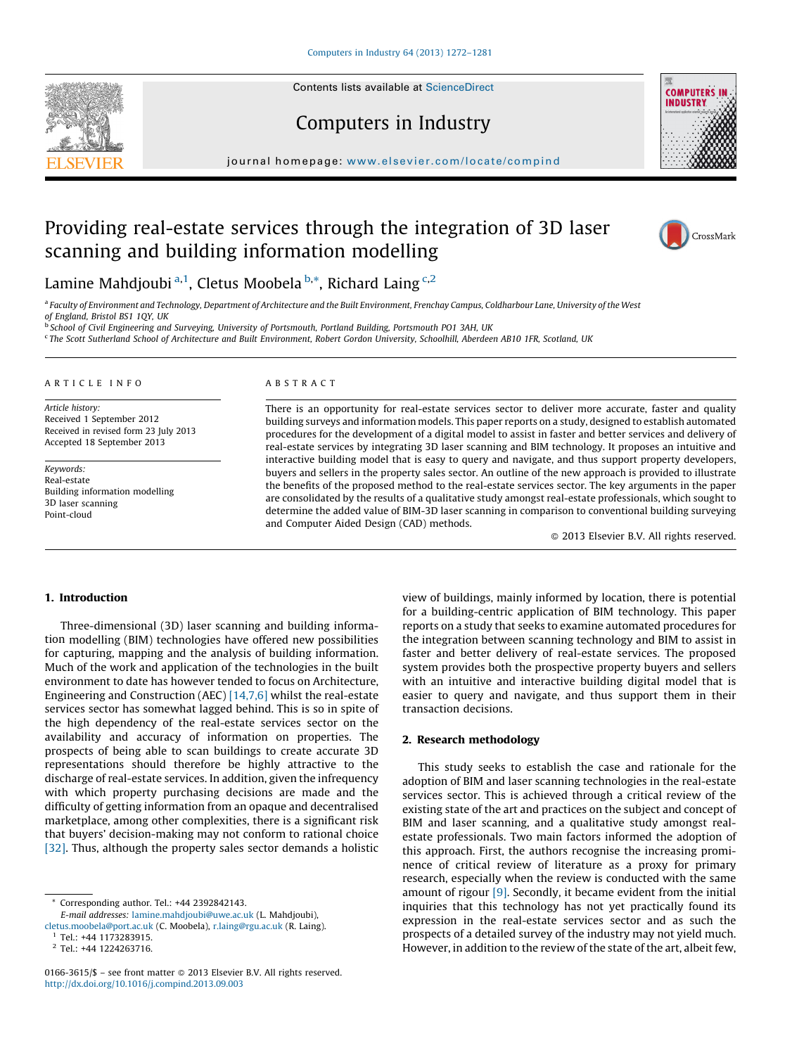# Providing real-estate services through the integration of 3D laser scanning and building information modelling

Lamine Mahdjoubi [a,1], Cletus Moobela [b,*], Richard Laing [c,2]

[a] Faculty of Environment and Technology, Department of Architecture and the Built Environment, Frenchay Campus, Coldharbour Lane, University of the West of England, Bristol BS1 1QY, UK
[b] School of Civil Engineering and Surveying, University of Portsmouth, Portland Building, Portsmouth PO1 3AH, UK
[c] The Scott Sutherland School of Architecture and Built Environment, Robert Gordon University, Schoolhill, Aberdeen AB10 1FR, Scotland, UK

**ARTICLE INFO**

*Article history:*
Received 1 September 2012
Received in revised form 23 July 2013
Accepted 18 September 2013

*Keywords:*
Real-estate
Building information modelling
3D laser scanning
Point-cloud

**ABSTRACT**

There is an opportunity for real-estate services sector to deliver more accurate, faster and quality building surveys and information models. This paper reports on a study, designed to establish automated procedures for the development of a digital model to assist in faster and better services and delivery of real-estate services by integrating 3D laser scanning and BIM technology. It proposes an intuitive and interactive building model that is easy to query and navigate, and thus support property developers, buyers and sellers in the property sales sector. An outline of the new approach is provided to illustrate the benefits of the proposed method to the real-estate services sector. The key arguments in the paper are consolidated by the results of a qualitative study amongst real-estate professionals, which sought to determine the added value of BIM-3D laser scanning in comparison to conventional building surveying and Computer Aided Design (CAD) methods.

© 2013 Elsevier B.V. All rights reserved.

## 1. Introduction

Three-dimensional (3D) laser scanning and building information modelling (BIM) technologies have offered new possibilities for capturing, mapping and the analysis of building information. Much of the work and application of the technologies in the built environment to date has however tended to focus on Architecture, Engineering and Construction (AEC) [14,7,6] whilst the real-estate services sector has somewhat lagged behind. This is so in spite of the high dependency of the real-estate services sector on the availability and accuracy of information on properties. The prospects of being able to scan buildings to create accurate 3D representations should therefore be highly attractive to the discharge of real-estate services. In addition, given the infrequency with which property purchasing decisions are made and the difficulty of getting information from an opaque and decentralised marketplace, among other complexities, there is a significant risk that buyers' decision-making may not conform to rational choice [32]. Thus, although the property sales sector demands a holistic view of buildings, mainly informed by location, there is potential for a building-centric application of BIM technology. This paper reports on a study that seeks to examine automated procedures for the integration between scanning technology and BIM to assist in faster and better delivery of real-estate services. The proposed system provides both the prospective property buyers and sellers with an intuitive and interactive building digital model that is easier to query and navigate, and thus support them in their transaction decisions.

## 2. Research methodology

This study seeks to establish the case and rationale for the adoption of BIM and laser scanning technologies in the real-estate services sector. This is achieved through a critical review of the existing state of the art and practices on the subject and concept of BIM and laser scanning, and a qualitative study amongst real-estate professionals. Two main factors informed the adoption of this approach. First, the authors recognise the increasing prominence of critical review of literature as a proxy for primary research, especially when the review is conducted with the same amount of rigour [9]. Secondly, it became evident from the initial inquiries that this technology has not yet practically found its expression in the real-estate services sector and as such the prospects of a detailed survey of the industry may not yield much. However, in addition to the review of the state of the art, albeit few,

* Corresponding author. Tel.: +44 2392842143.
E-mail addresses: lamine.mahdjoubi@uwe.ac.uk (L. Mahdjoubi), cletus.moobela@port.ac.uk (C. Moobela), r.laing@rgu.ac.uk (R. Laing).
[1] Tel.: +44 1173283915.
[2] Tel.: +44 1224263716.

0166-3615/$ – see front matter © 2013 Elsevier B.V. All rights reserved.
http://dx.doi.org/10.1016/j.compind.2013.09.003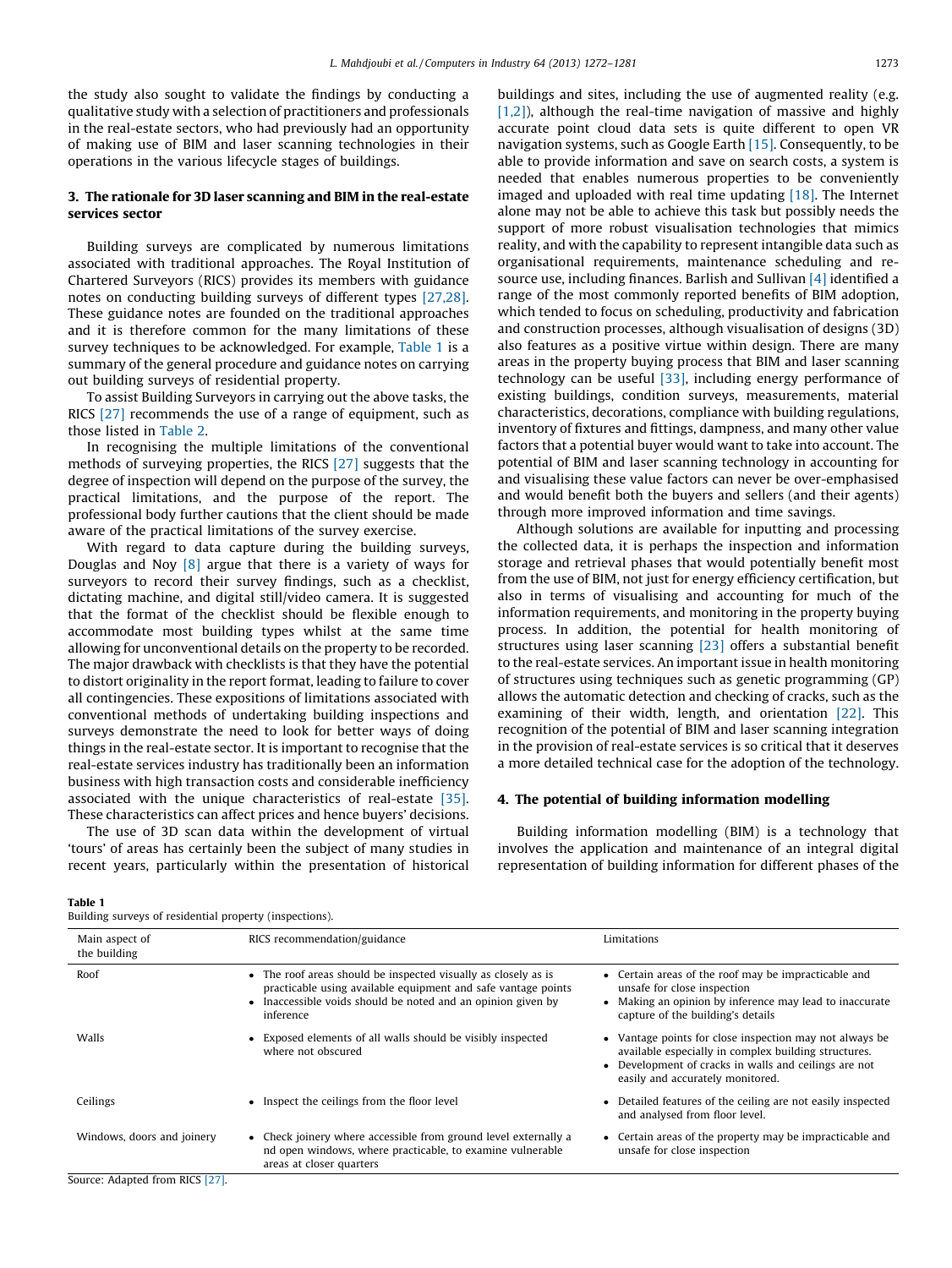the study also sought to validate the findings by conducting a qualitative study with a selection of practitioners and professionals in the real-estate sectors, who had previously had an opportunity of making use of BIM and laser scanning technologies in their operations in the various lifecycle stages of buildings.

## 3. The rationale for 3D laser scanning and BIM in the real-estate services sector

Building surveys are complicated by numerous limitations associated with traditional approaches. The Royal Institution of Chartered Surveyors (RICS) provides its members with guidance notes on conducting building surveys of different types [27,28]. These guidance notes are founded on the traditional approaches and it is therefore common for the many limitations of these survey techniques to be acknowledged. For example, Table 1 is a summary of the general procedure and guidance notes on carrying out building surveys of residential property.

To assist Building Surveyors in carrying out the above tasks, the RICS [27] recommends the use of a range of equipment, such as those listed in Table 2.

In recognising the multiple limitations of the conventional methods of surveying properties, the RICS [27] suggests that the degree of inspection will depend on the purpose of the survey, the practical limitations, and the purpose of the report. The professional body further cautions that the client should be made aware of the practical limitations of the survey exercise.

With regard to data capture during the building surveys, Douglas and Noy [8] argue that there is a variety of ways for surveyors to record their survey findings, such as a checklist, dictating machine, and digital still/video camera. It is suggested that the format of the checklist should be flexible enough to accommodate most building types whilst at the same time allowing for unconventional details on the property to be recorded. The major drawback with checklists is that they have the potential to distort originality in the report format, leading to failure to cover all contingencies. These expositions of limitations associated with conventional methods of undertaking building inspections and surveys demonstrate the need to look for better ways of doing things in the real-estate sector. It is important to recognise that the real-estate services industry has traditionally been an information business with high transaction costs and considerable inefficiency associated with the unique characteristics of real-estate [35]. These characteristics can affect prices and hence buyers' decisions.

The use of 3D scan data within the development of virtual 'tours' of areas has certainly been the subject of many studies in recent years, particularly within the presentation of historical buildings and sites, including the use of augmented reality (e.g. [1,2]), although the real-time navigation of massive and highly accurate point cloud data sets is quite different to open VR navigation systems, such as Google Earth [15]. Consequently, to be able to provide information and save on search costs, a system is needed that enables numerous properties to be conveniently imaged and uploaded with real time updating [18]. The Internet alone may not be able to achieve this task but possibly needs the support of more robust visualisation technologies that mimics reality, and with the capability to represent intangible data such as organisational requirements, maintenance scheduling and resource use, including finances. Barlish and Sullivan [4] identified a range of the most commonly reported benefits of BIM adoption, which tended to focus on scheduling, productivity and fabrication and construction processes, although visualisation of designs (3D) also features as a positive virtue within design. There are many areas in the property buying process that BIM and laser scanning technology can be useful [33], including energy performance of existing buildings, condition surveys, measurements, material characteristics, decorations, compliance with building regulations, inventory of fixtures and fittings, dampness, and many other value factors that a potential buyer would want to take into account. The potential of BIM and laser scanning technology in accounting for and visualising these value factors can never be over-emphasised and would benefit both the buyers and sellers (and their agents) through more improved information and time savings.

Although solutions are available for inputting and processing the collected data, it is perhaps the inspection and information storage and retrieval phases that would potentially benefit most from the use of BIM, not just for energy efficiency certification, but also in terms of visualising and accounting for much of the information requirements, and monitoring in the property buying process. In addition, the potential for health monitoring of structures using laser scanning [23] offers a substantial benefit to the real-estate services. An important issue in health monitoring of structures using techniques such as genetic programming (GP) allows the automatic detection and checking of cracks, such as the examining of their width, length, and orientation [22]. This recognition of the potential of BIM and laser scanning integration in the provision of real-estate services is so critical that it deserves a more detailed technical case for the adoption of the technology.

## 4. The potential of building information modelling

Building information modelling (BIM) is a technology that involves the application and maintenance of an integral digital representation of building information for different phases of the

**Table 1**
Building surveys of residential property (inspections).

| Main aspect of the building | RICS recommendation/guidance | Limitations |
|---|---|---|
| Roof | • The roof areas should be inspected visually as closely as is practicable using available equipment and safe vantage points<br>• Inaccessible voids should be noted and an opinion given by inference | • Certain areas of the roof may be impracticable and unsafe for close inspection<br>• Making an opinion by inference may lead to inaccurate capture of the building's details |
| Walls | • Exposed elements of all walls should be visibly inspected where not obscured | • Vantage points for close inspection may not always be available especially in complex building structures.<br>• Development of cracks in walls and ceilings are not easily and accurately monitored. |
| Ceilings | • Inspect the ceilings from the floor level | • Detailed features of the ceiling are not easily inspected and analysed from floor level. |
| Windows, doors and joinery | • Check joinery where accessible from ground level externally a nd open windows, where practicable, to examine vulnerable areas at closer quarters | • Certain areas of the property may be impracticable and unsafe for close inspection |

Source: Adapted from RICS [27].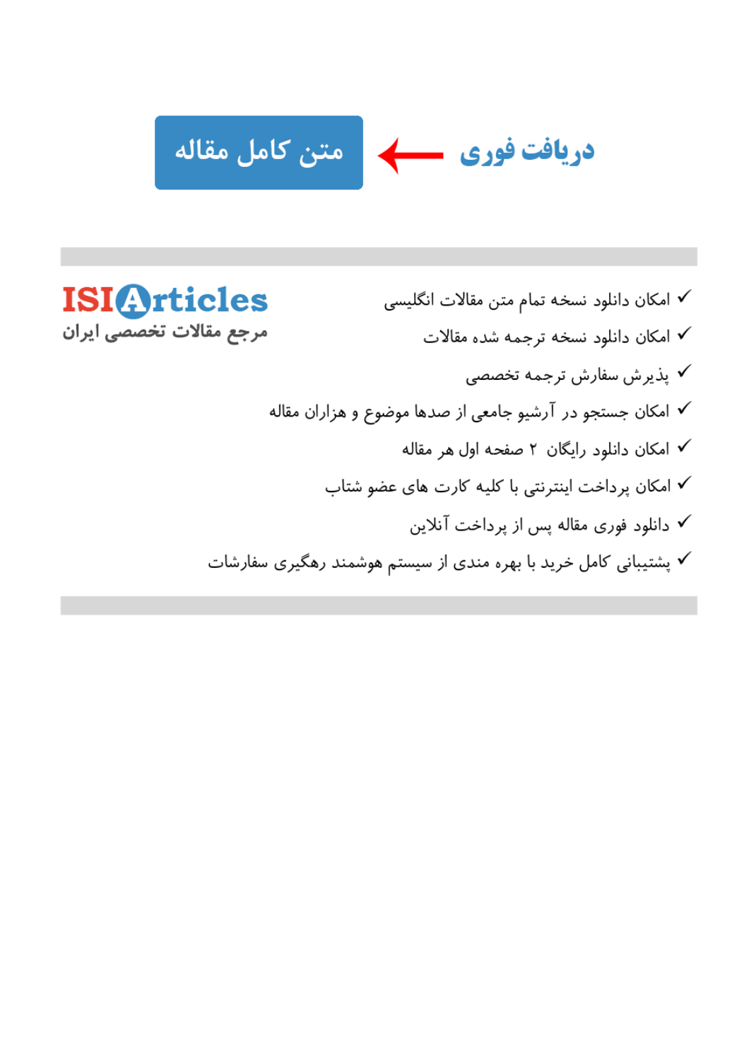**دریافت فوری** ← **متن کامل مقاله**

**ISIArticles**
مرجع مقالات تخصصی ایران

- ✓ امکان دانلود نسخه تمام متن مقالات انگلیسی
- ✓ امکان دانلود نسخه ترجمه شده مقالات
- ✓ پذیرش سفارش ترجمه تخصصی
- ✓ امکان جستجو در آرشیو جامعی از صدها موضوع و هزاران مقاله
- ✓ امکان دانلود رایگان ۲ صفحه اول هر مقاله
- ✓ امکان پرداخت اینترنتی با کلیه کارت های عضو شتاب
- ✓ دانلود فوری مقاله پس از پرداخت آنلاین
- ✓ پشتیبانی کامل خرید با بهره مندی از سیستم هوشمند رهگیری سفارشات